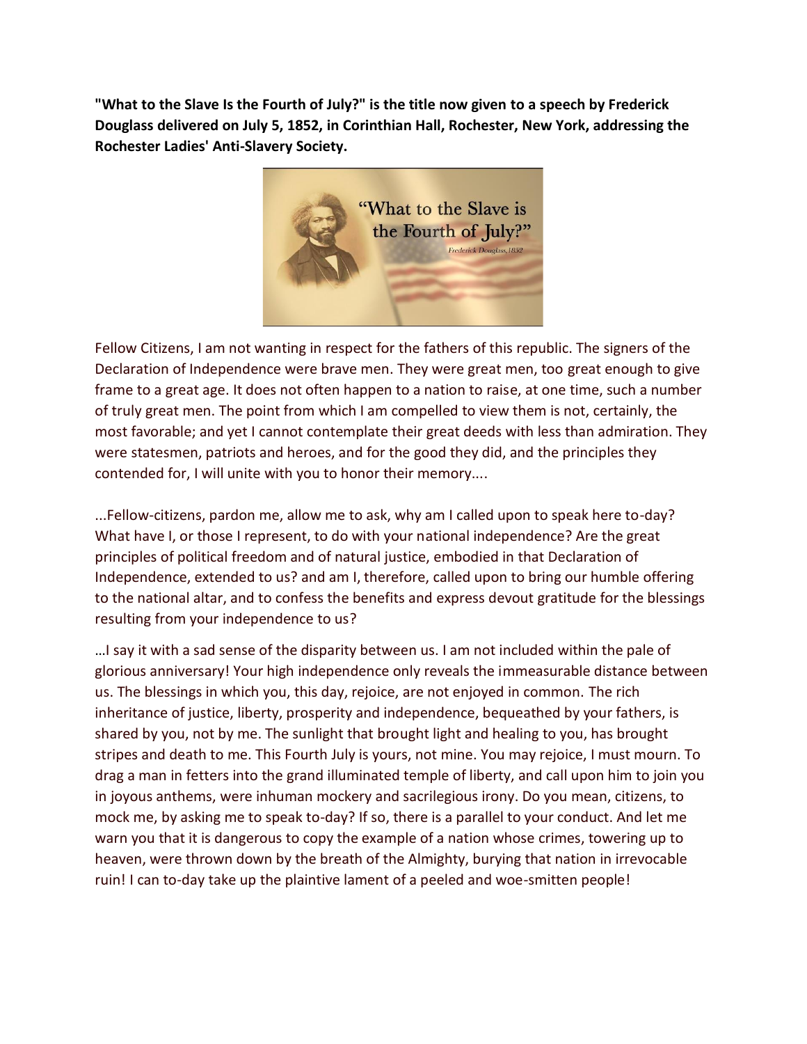**"What to the Slave Is the Fourth of July?" is the title now given to a speech by Frederick Douglass delivered on July 5, 1852, in Corinthian Hall, Rochester, New York, addressing the Rochester Ladies' Anti-Slavery Society.**

Fellow Citizens, I am not wanting in respect for the fathers of this republic. The signers of the Declaration of Independence were brave men. They were great men, too great enough to give frame to a great age. It does not often happen to a nation to raise, at one time, such a number of truly great men. The point from which I am compelled to view them is not, certainly, the most favorable; and yet I cannot contemplate their great deeds with less than admiration. They were statesmen, patriots and heroes, and for the good they did, and the principles they contended for, I will unite with you to honor their memory....

...Fellow-citizens, pardon me, allow me to ask, why am I called upon to speak here to-day? What have I, or those I represent, to do with your national independence? Are the great principles of political freedom and of natural justice, embodied in that Declaration of Independence, extended to us? and am I, therefore, called upon to bring our humble offering to the national altar, and to confess the benefits and express devout gratitude for the blessings resulting from your independence to us?

…I say it with a sad sense of the disparity between us. I am not included within the pale of glorious anniversary! Your high independence only reveals the immeasurable distance between us. The blessings in which you, this day, rejoice, are not enjoyed in common. The rich inheritance of justice, liberty, prosperity and independence, bequeathed by your fathers, is shared by you, not by me. The sunlight that brought light and healing to you, has brought stripes and death to me. This Fourth July is yours, not mine. You may rejoice, I must mourn. To drag a man in fetters into the grand illuminated temple of liberty, and call upon him to join you in joyous anthems, were inhuman mockery and sacrilegious irony. Do you mean, citizens, to mock me, by asking me to speak to-day? If so, there is a parallel to your conduct. And let me warn you that it is dangerous to copy the example of a nation whose crimes, towering up to heaven, were thrown down by the breath of the Almighty, burying that nation in irrevocable ruin! I can to-day take up the plaintive lament of a peeled and woe-smitten people!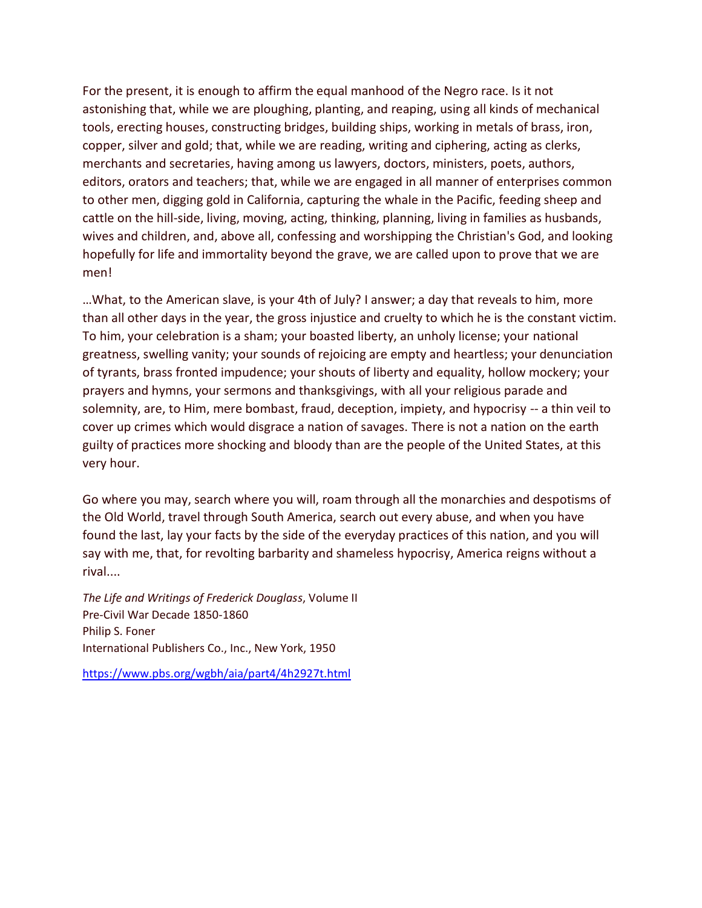For the present, it is enough to affirm the equal manhood of the Negro race. Is it not astonishing that, while we are ploughing, planting, and reaping, using all kinds of mechanical tools, erecting houses, constructing bridges, building ships, working in metals of brass, iron, copper, silver and gold; that, while we are reading, writing and ciphering, acting as clerks, merchants and secretaries, having among us lawyers, doctors, ministers, poets, authors, editors, orators and teachers; that, while we are engaged in all manner of enterprises common to other men, digging gold in California, capturing the whale in the Pacific, feeding sheep and cattle on the hill-side, living, moving, acting, thinking, planning, living in families as husbands, wives and children, and, above all, confessing and worshipping the Christian's God, and looking hopefully for life and immortality beyond the grave, we are called upon to prove that we are men!

…What, to the American slave, is your 4th of July? I answer; a day that reveals to him, more than all other days in the year, the gross injustice and cruelty to which he is the constant victim. To him, your celebration is a sham; your boasted liberty, an unholy license; your national greatness, swelling vanity; your sounds of rejoicing are empty and heartless; your denunciation of tyrants, brass fronted impudence; your shouts of liberty and equality, hollow mockery; your prayers and hymns, your sermons and thanksgivings, with all your religious parade and solemnity, are, to Him, mere bombast, fraud, deception, impiety, and hypocrisy -- a thin veil to cover up crimes which would disgrace a nation of savages. There is not a nation on the earth guilty of practices more shocking and bloody than are the people of the United States, at this very hour.

Go where you may, search where you will, roam through all the monarchies and despotisms of the Old World, travel through South America, search out every abuse, and when you have found the last, lay your facts by the side of the everyday practices of this nation, and you will say with me, that, for revolting barbarity and shameless hypocrisy, America reigns without a rival....

*The Life and Writings of Frederick Douglass*, Volume II
Pre-Civil War Decade 1850-1860
Philip S. Foner
International Publishers Co., Inc., New York, 1950

https://www.pbs.org/wgbh/aia/part4/4h2927t.html